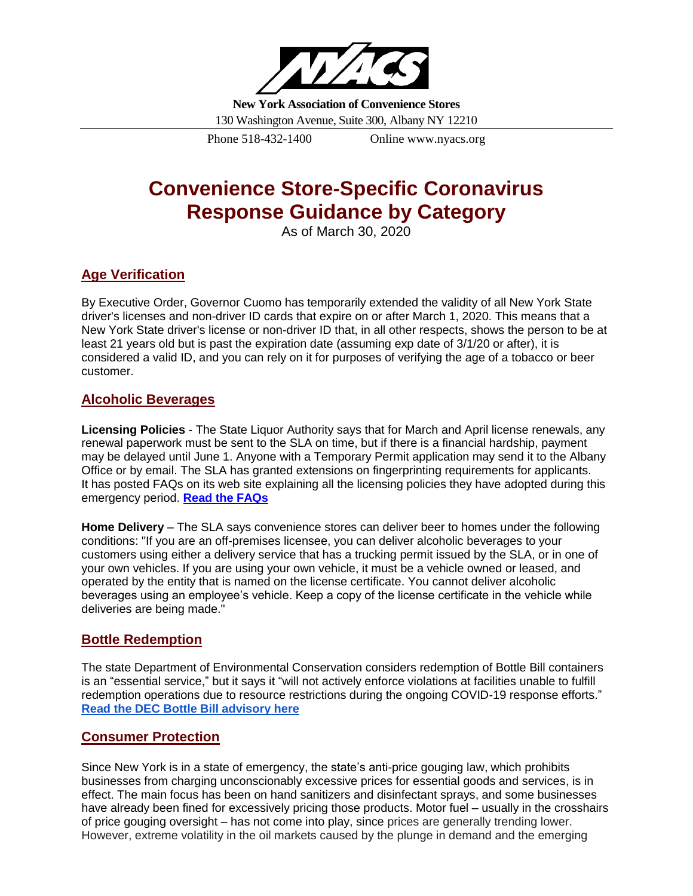**New York Association of Convenience Stores**

130 Washington Avenue, Suite 300, Albany NY 12210

Phone 518-432-1400 Online www.nyacs.org

# Convenience Store-Specific Coronavirus Response Guidance by Category

As of March 30, 2020

## Age Verification

By Executive Order, Governor Cuomo has temporarily extended the validity of all New York State driver's licenses and non-driver ID cards that expire on or after March 1, 2020. This means that a New York State driver's license or non-driver ID that, in all other respects, shows the person to be at least 21 years old but is past the expiration date (assuming exp date of 3/1/20 or after), it is considered a valid ID, and you can rely on it for purposes of verifying the age of a tobacco or beer customer.

## Alcoholic Beverages

**Licensing Policies** - The State Liquor Authority says that for March and April license renewals, any renewal paperwork must be sent to the SLA on time, but if there is a financial hardship, payment may be delayed until June 1. Anyone with a Temporary Permit application may send it to the Albany Office or by email. The SLA has granted extensions on fingerprinting requirements for applicants. It has posted FAQs on its web site explaining all the licensing policies they have adopted during this emergency period. **Read the FAQs**

**Home Delivery** – The SLA says convenience stores can deliver beer to homes under the following conditions: "If you are an off-premises licensee, you can deliver alcoholic beverages to your customers using either a delivery service that has a trucking permit issued by the SLA, or in one of your own vehicles. If you are using your own vehicle, it must be a vehicle owned or leased, and operated by the entity that is named on the license certificate. You cannot deliver alcoholic beverages using an employee's vehicle. Keep a copy of the license certificate in the vehicle while deliveries are being made."

## Bottle Redemption

The state Department of Environmental Conservation considers redemption of Bottle Bill containers is an "essential service," but it says it "will not actively enforce violations at facilities unable to fulfill redemption operations due to resource restrictions during the ongoing COVID-19 response efforts." **Read the DEC Bottle Bill advisory here**

## Consumer Protection

Since New York is in a state of emergency, the state's anti-price gouging law, which prohibits businesses from charging unconscionably excessive prices for essential goods and services, is in effect. The main focus has been on hand sanitizers and disinfectant sprays, and some businesses have already been fined for excessively pricing those products. Motor fuel – usually in the crosshairs of price gouging oversight – has not come into play, since prices are generally trending lower. However, extreme volatility in the oil markets caused by the plunge in demand and the emerging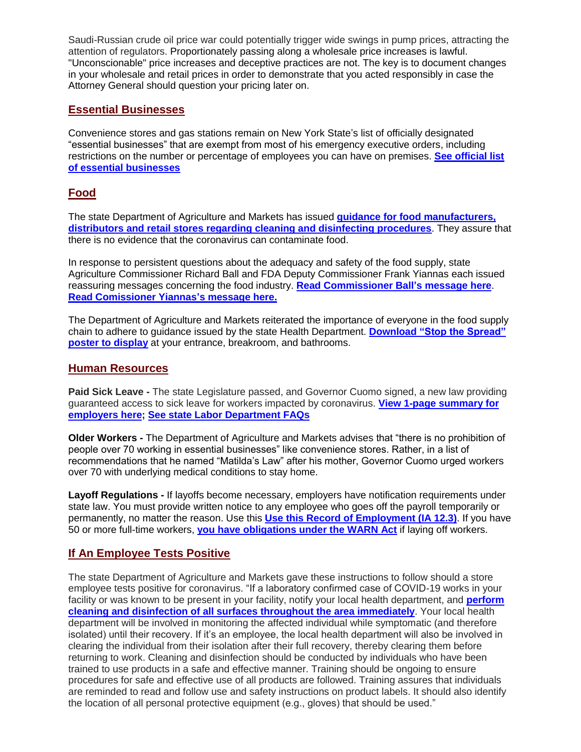Saudi-Russian crude oil price war could potentially trigger wide swings in pump prices, attracting the attention of regulators. Proportionately passing along a wholesale price increases is lawful. "Unconscionable" price increases and deceptive practices are not. The key is to document changes in your wholesale and retail prices in order to demonstrate that you acted responsibly in case the Attorney General should question your pricing later on.

## Essential Businesses

Convenience stores and gas stations remain on New York State's list of officially designated "essential businesses" that are exempt from most of his emergency executive orders, including restrictions on the number or percentage of employees you can have on premises. **See official list of essential businesses**

## Food

The state Department of Agriculture and Markets has issued **guidance for food manufacturers, distributors and retail stores regarding cleaning and disinfecting procedures**. They assure that there is no evidence that the coronavirus can contaminate food.

In response to persistent questions about the adequacy and safety of the food supply, state Agriculture Commissioner Richard Ball and FDA Deputy Commissioner Frank Yiannas each issued reassuring messages concerning the food industry. **Read Commissioner Ball's message here**. **Read Comissioner Yiannas's message here.**

The Department of Agriculture and Markets reiterated the importance of everyone in the food supply chain to adhere to guidance issued by the state Health Department. **Download "Stop the Spread" poster to display** at your entrance, breakroom, and bathrooms.

## Human Resources

**Paid Sick Leave -** The state Legislature passed, and Governor Cuomo signed, a new law providing guaranteed access to sick leave for workers impacted by coronavirus. **View 1-page summary for employers here; See state Labor Department FAQs**

**Older Workers -** The Department of Agriculture and Markets advises that "there is no prohibition of people over 70 working in essential businesses" like convenience stores. Rather, in a list of recommendations that he named "Matilda's Law" after his mother, Governor Cuomo urged workers over 70 with underlying medical conditions to stay home.

**Layoff Regulations -** If layoffs become necessary, employers have notification requirements under state law. You must provide written notice to any employee who goes off the payroll temporarily or permanently, no matter the reason. Use this **Use this Record of Employment (IA 12.3)**. If you have 50 or more full-time workers, **you have obligations under the WARN Act** if laying off workers.

## If An Employee Tests Positive

The state Department of Agriculture and Markets gave these instructions to follow should a store employee tests positive for coronavirus. "If a laboratory confirmed case of COVID-19 works in your facility or was known to be present in your facility, notify your local health department, and **perform cleaning and disinfection of all surfaces throughout the area immediately**. Your local health department will be involved in monitoring the affected individual while symptomatic (and therefore isolated) until their recovery. If it's an employee, the local health department will also be involved in clearing the individual from their isolation after their full recovery, thereby clearing them before returning to work. Cleaning and disinfection should be conducted by individuals who have been trained to use products in a safe and effective manner. Training should be ongoing to ensure procedures for safe and effective use of all products are followed. Training assures that individuals are reminded to read and follow use and safety instructions on product labels. It should also identify the location of all personal protective equipment (e.g., gloves) that should be used."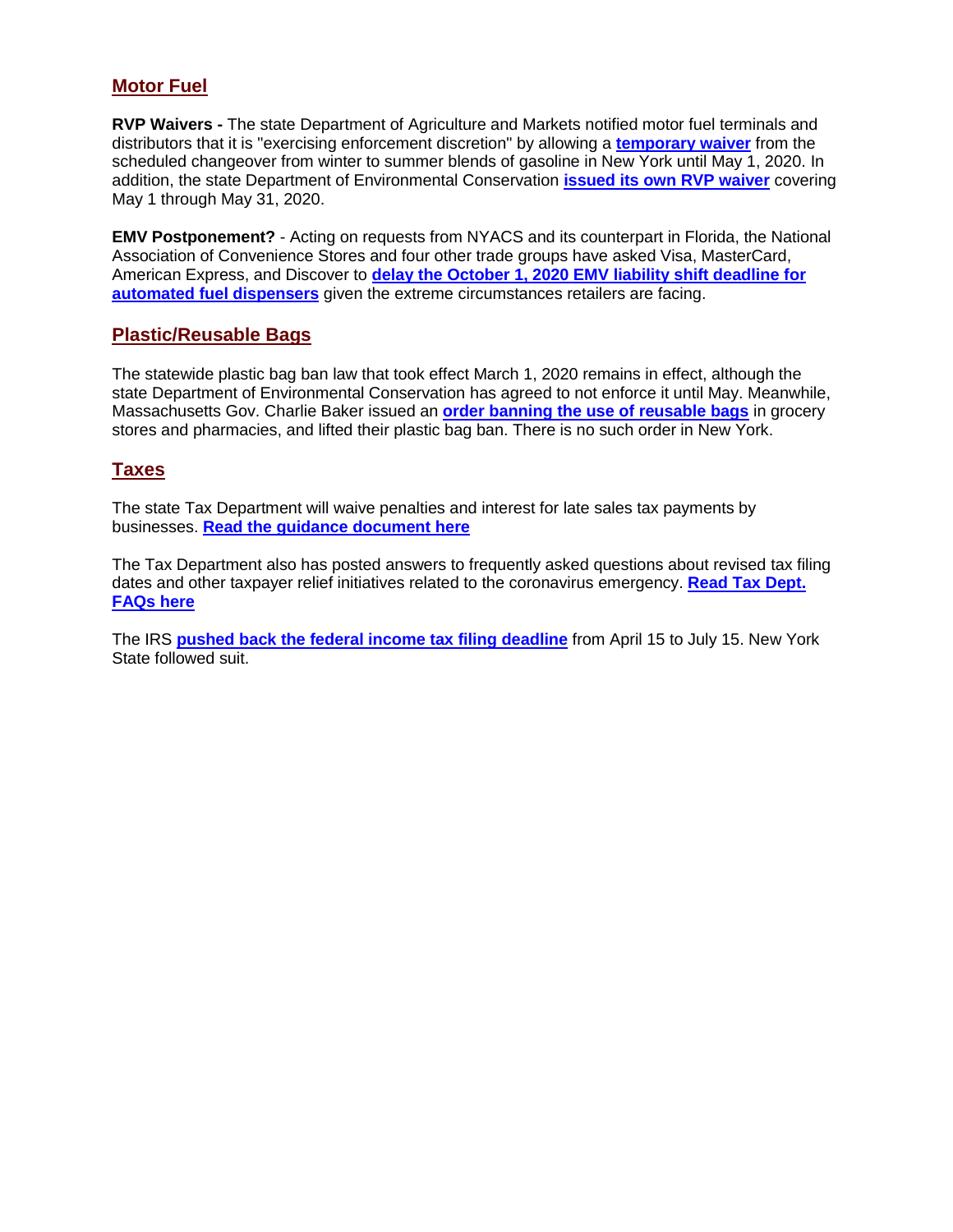## Motor Fuel

**RVP Waivers -** The state Department of Agriculture and Markets notified motor fuel terminals and distributors that it is "exercising enforcement discretion" by allowing a **temporary waiver** from the scheduled changeover from winter to summer blends of gasoline in New York until May 1, 2020. In addition, the state Department of Environmental Conservation **issued its own RVP waiver** covering May 1 through May 31, 2020.

**EMV Postponement?** - Acting on requests from NYACS and its counterpart in Florida, the National Association of Convenience Stores and four other trade groups have asked Visa, MasterCard, American Express, and Discover to **delay the October 1, 2020 EMV liability shift deadline for automated fuel dispensers** given the extreme circumstances retailers are facing.

## Plastic/Reusable Bags

The statewide plastic bag ban law that took effect March 1, 2020 remains in effect, although the state Department of Environmental Conservation has agreed to not enforce it until May. Meanwhile, Massachusetts Gov. Charlie Baker issued an **order banning the use of reusable bags** in grocery stores and pharmacies, and lifted their plastic bag ban. There is no such order in New York.

## Taxes

The state Tax Department will waive penalties and interest for late sales tax payments by businesses. **Read the guidance document here**

The Tax Department also has posted answers to frequently asked questions about revised tax filing dates and other taxpayer relief initiatives related to the coronavirus emergency. **Read Tax Dept. FAQs here**

The IRS **pushed back the federal income tax filing deadline** from April 15 to July 15. New York State followed suit.